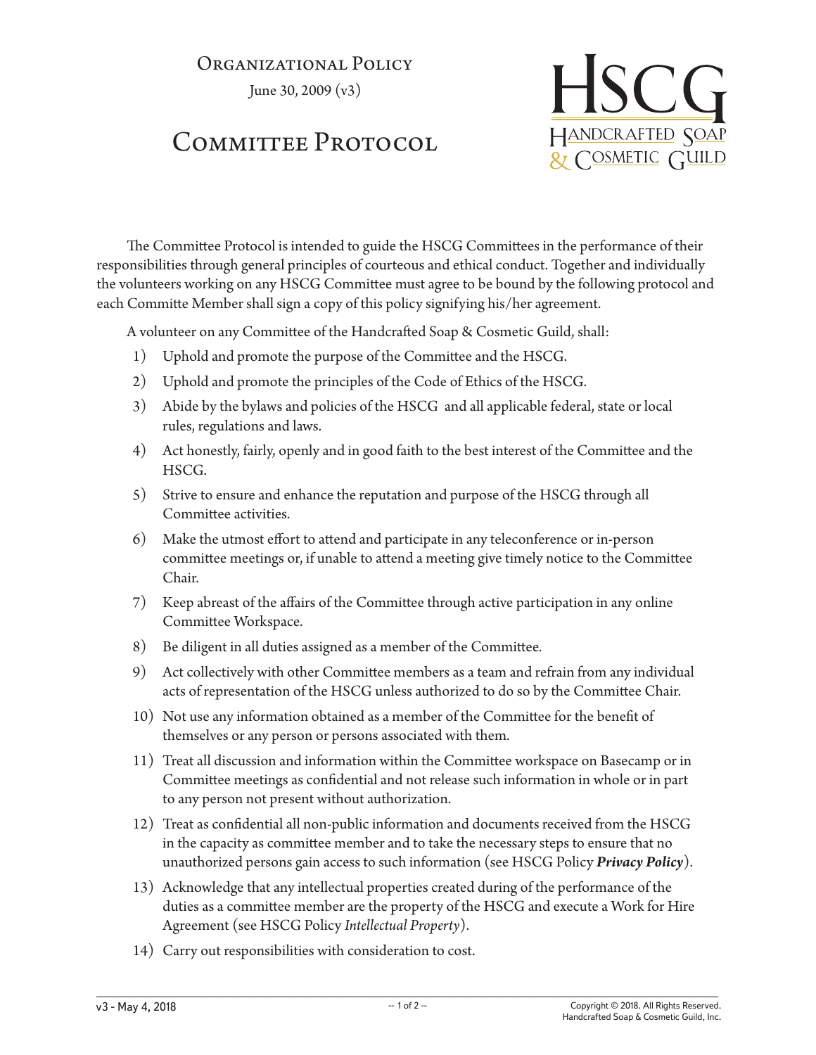Organizational Policy

June 30, 2009 (v3)

# Committee Protocol

HSCG
Handcrafted Soap & Cosmetic Guild

The Committee Protocol is intended to guide the HSCG Committees in the performance of their responsibilities through general principles of courteous and ethical conduct. Together and individually the volunteers working on any HSCG Committee must agree to be bound by the following protocol and each Committe Member shall sign a copy of this policy signifying his/her agreement.

A volunteer on any Committee of the Handcrafted Soap & Cosmetic Guild, shall:

1) Uphold and promote the purpose of the Committee and the HSCG.
2) Uphold and promote the principles of the Code of Ethics of the HSCG.
3) Abide by the bylaws and policies of the HSCG and all applicable federal, state or local rules, regulations and laws.
4) Act honestly, fairly, openly and in good faith to the best interest of the Committee and the HSCG.
5) Strive to ensure and enhance the reputation and purpose of the HSCG through all Committee activities.
6) Make the utmost effort to attend and participate in any teleconference or in-person committee meetings or, if unable to attend a meeting give timely notice to the Committee Chair.
7) Keep abreast of the affairs of the Committee through active participation in any online Committee Workspace.
8) Be diligent in all duties assigned as a member of the Committee.
9) Act collectively with other Committee members as a team and refrain from any individual acts of representation of the HSCG unless authorized to do so by the Committee Chair.
10) Not use any information obtained as a member of the Committee for the benefit of themselves or any person or persons associated with them.
11) Treat all discussion and information within the Committee workspace on Basecamp or in Committee meetings as confidential and not release such information in whole or in part to any person not present without authorization.
12) Treat as confidential all non-public information and documents received from the HSCG in the capacity as committee member and to take the necessary steps to ensure that no unauthorized persons gain access to such information (see HSCG Policy ***Privacy Policy***).
13) Acknowledge that any intellectual properties created during of the performance of the duties as a committee member are the property of the HSCG and execute a Work for Hire Agreement (see HSCG Policy *Intellectual Property*).
14) Carry out responsibilities with consideration to cost.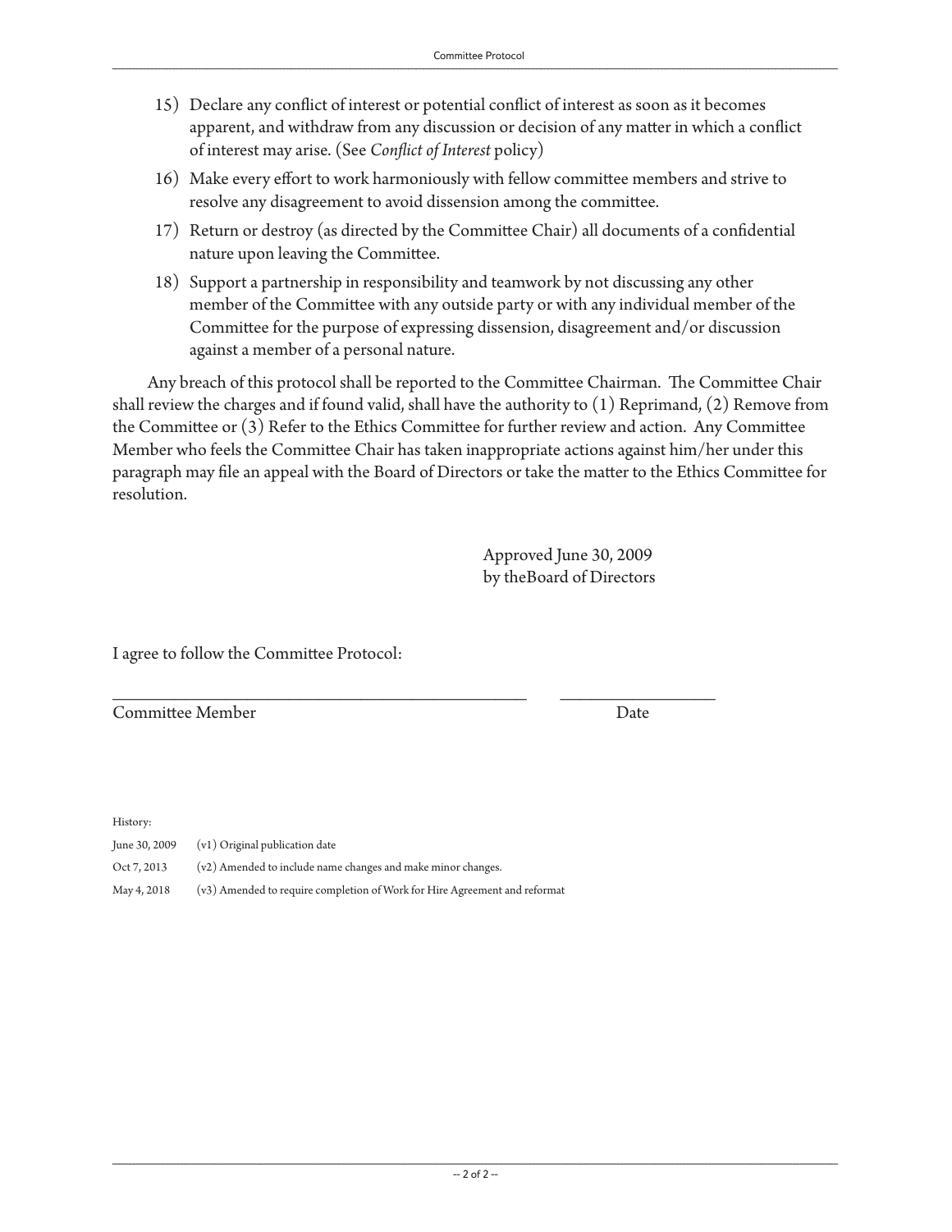15) Declare any conflict of interest or potential conflict of interest as soon as it becomes apparent, and withdraw from any discussion or decision of any matter in which a conflict of interest may arise. (See *Conflict of Interest* policy)

16) Make every effort to work harmoniously with fellow committee members and strive to resolve any disagreement to avoid dissension among the committee.

17) Return or destroy (as directed by the Committee Chair) all documents of a confidential nature upon leaving the Committee.

18) Support a partnership in responsibility and teamwork by not discussing any other member of the Committee with any outside party or with any individual member of the Committee for the purpose of expressing dissension, disagreement and/or discussion against a member of a personal nature.

Any breach of this protocol shall be reported to the Committee Chairman. The Committee Chair shall review the charges and if found valid, shall have the authority to (1) Reprimand, (2) Remove from the Committee or (3) Refer to the Ethics Committee for further review and action. Any Committee Member who feels the Committee Chair has taken inappropriate actions against him/her under this paragraph may file an appeal with the Board of Directors or take the matter to the Ethics Committee for resolution.

Approved June 30, 2009
by theBoard of Directors

I agree to follow the Committee Protocol:

\_\_\_\_\_\_\_\_\_\_\_\_\_\_\_\_\_\_\_\_\_\_\_\_\_\_\_\_\_\_\_\_\_\_\_\_\_\_\_\_ \_\_\_\_\_\_\_\_\_\_\_\_\_\_\_\_\_\_

Committee Member Date

History:

| | |
|---|---|
| June 30, 2009 | (v1) Original publication date |
| Oct 7, 2013 | (v2) Amended to include name changes and make minor changes. |
| May 4, 2018 | (v3) Amended to require completion of Work for Hire Agreement and reformat |